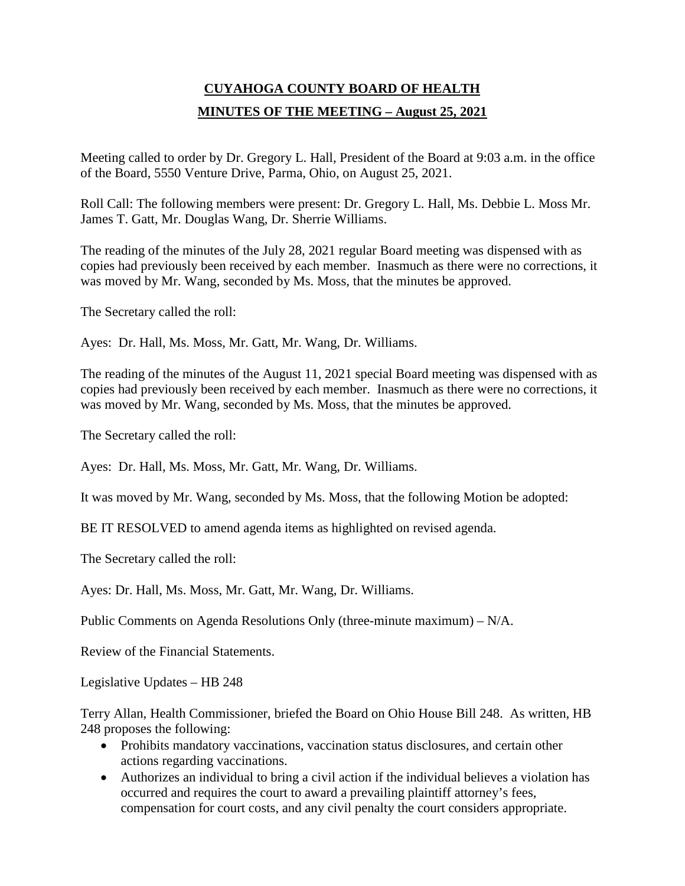# CUYAHOGA COUNTY BOARD OF HEALTH

## MINUTES OF THE MEETING – August 25, 2021

Meeting called to order by Dr. Gregory L. Hall, President of the Board at 9:03 a.m. in the office of the Board, 5550 Venture Drive, Parma, Ohio, on August 25, 2021.

Roll Call: The following members were present: Dr. Gregory L. Hall, Ms. Debbie L. Moss Mr. James T. Gatt, Mr. Douglas Wang, Dr. Sherrie Williams.

The reading of the minutes of the July 28, 2021 regular Board meeting was dispensed with as copies had previously been received by each member. Inasmuch as there were no corrections, it was moved by Mr. Wang, seconded by Ms. Moss, that the minutes be approved.

The Secretary called the roll:

Ayes: Dr. Hall, Ms. Moss, Mr. Gatt, Mr. Wang, Dr. Williams.

The reading of the minutes of the August 11, 2021 special Board meeting was dispensed with as copies had previously been received by each member. Inasmuch as there were no corrections, it was moved by Mr. Wang, seconded by Ms. Moss, that the minutes be approved.

The Secretary called the roll:

Ayes: Dr. Hall, Ms. Moss, Mr. Gatt, Mr. Wang, Dr. Williams.

It was moved by Mr. Wang, seconded by Ms. Moss, that the following Motion be adopted:

BE IT RESOLVED to amend agenda items as highlighted on revised agenda.

The Secretary called the roll:

Ayes: Dr. Hall, Ms. Moss, Mr. Gatt, Mr. Wang, Dr. Williams.

Public Comments on Agenda Resolutions Only (three-minute maximum) – N/A.

Review of the Financial Statements.

Legislative Updates – HB 248

Terry Allan, Health Commissioner, briefed the Board on Ohio House Bill 248. As written, HB 248 proposes the following:

- Prohibits mandatory vaccinations, vaccination status disclosures, and certain other actions regarding vaccinations.
- Authorizes an individual to bring a civil action if the individual believes a violation has occurred and requires the court to award a prevailing plaintiff attorney's fees, compensation for court costs, and any civil penalty the court considers appropriate.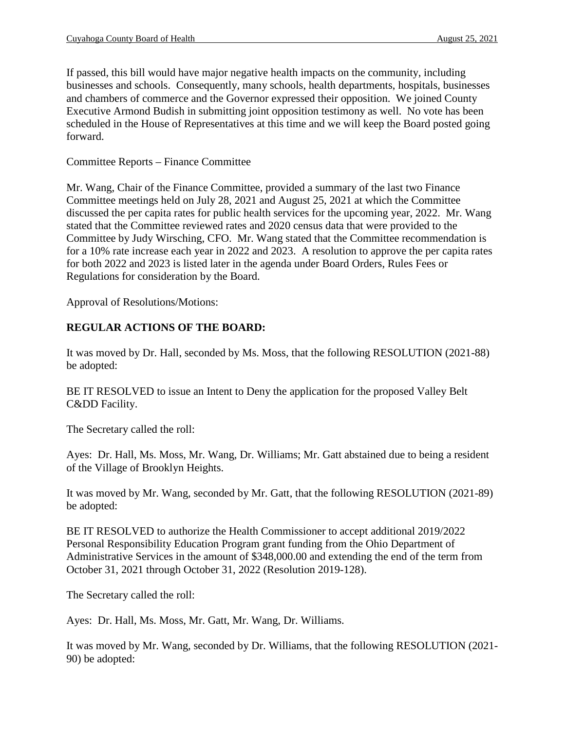If passed, this bill would have major negative health impacts on the community, including businesses and schools. Consequently, many schools, health departments, hospitals, businesses and chambers of commerce and the Governor expressed their opposition. We joined County Executive Armond Budish in submitting joint opposition testimony as well. No vote has been scheduled in the House of Representatives at this time and we will keep the Board posted going forward.

Committee Reports – Finance Committee

Mr. Wang, Chair of the Finance Committee, provided a summary of the last two Finance Committee meetings held on July 28, 2021 and August 25, 2021 at which the Committee discussed the per capita rates for public health services for the upcoming year, 2022. Mr. Wang stated that the Committee reviewed rates and 2020 census data that were provided to the Committee by Judy Wirsching, CFO. Mr. Wang stated that the Committee recommendation is for a 10% rate increase each year in 2022 and 2023. A resolution to approve the per capita rates for both 2022 and 2023 is listed later in the agenda under Board Orders, Rules Fees or Regulations for consideration by the Board.

Approval of Resolutions/Motions:

**REGULAR ACTIONS OF THE BOARD:**

It was moved by Dr. Hall, seconded by Ms. Moss, that the following RESOLUTION (2021-88) be adopted:

BE IT RESOLVED to issue an Intent to Deny the application for the proposed Valley Belt C&DD Facility.

The Secretary called the roll:

Ayes: Dr. Hall, Ms. Moss, Mr. Wang, Dr. Williams; Mr. Gatt abstained due to being a resident of the Village of Brooklyn Heights.

It was moved by Mr. Wang, seconded by Mr. Gatt, that the following RESOLUTION (2021-89) be adopted:

BE IT RESOLVED to authorize the Health Commissioner to accept additional 2019/2022 Personal Responsibility Education Program grant funding from the Ohio Department of Administrative Services in the amount of $348,000.00 and extending the end of the term from October 31, 2021 through October 31, 2022 (Resolution 2019-128).

The Secretary called the roll:

Ayes: Dr. Hall, Ms. Moss, Mr. Gatt, Mr. Wang, Dr. Williams.

It was moved by Mr. Wang, seconded by Dr. Williams, that the following RESOLUTION (2021-90) be adopted: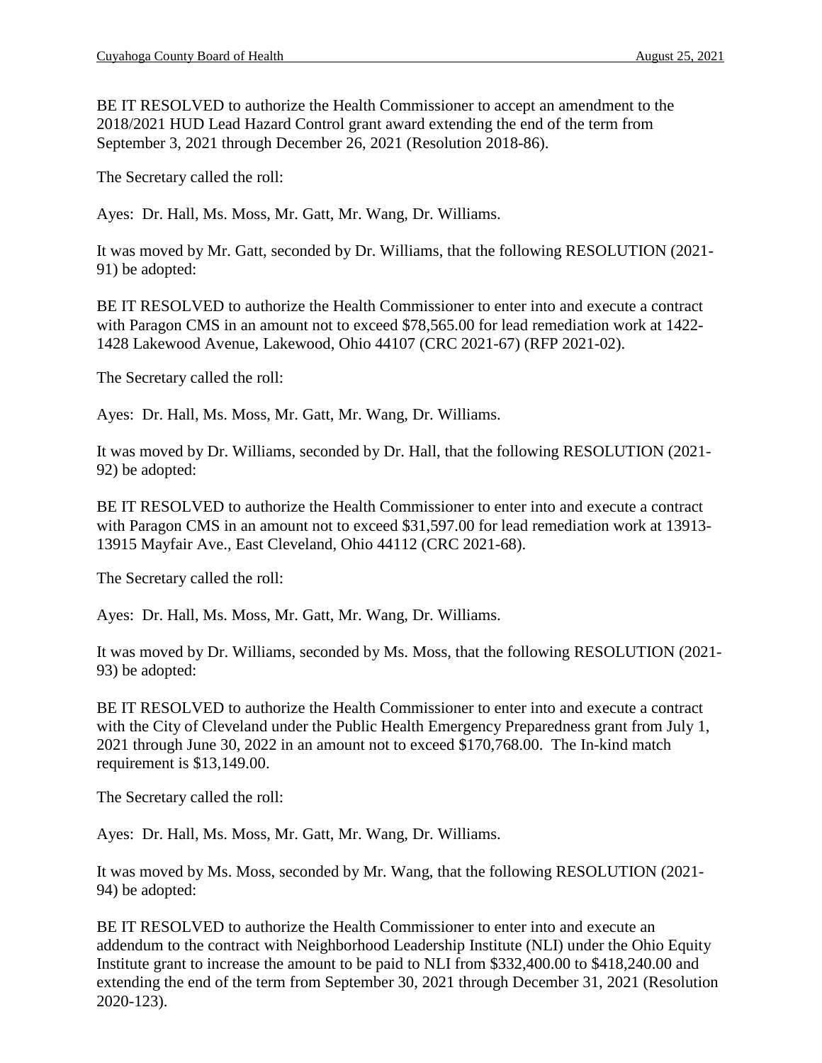BE IT RESOLVED to authorize the Health Commissioner to accept an amendment to the 2018/2021 HUD Lead Hazard Control grant award extending the end of the term from September 3, 2021 through December 26, 2021 (Resolution 2018-86).

The Secretary called the roll:

Ayes: Dr. Hall, Ms. Moss, Mr. Gatt, Mr. Wang, Dr. Williams.

It was moved by Mr. Gatt, seconded by Dr. Williams, that the following RESOLUTION (2021-91) be adopted:

BE IT RESOLVED to authorize the Health Commissioner to enter into and execute a contract with Paragon CMS in an amount not to exceed $78,565.00 for lead remediation work at 1422-1428 Lakewood Avenue, Lakewood, Ohio 44107 (CRC 2021-67) (RFP 2021-02).

The Secretary called the roll:

Ayes: Dr. Hall, Ms. Moss, Mr. Gatt, Mr. Wang, Dr. Williams.

It was moved by Dr. Williams, seconded by Dr. Hall, that the following RESOLUTION (2021-92) be adopted:

BE IT RESOLVED to authorize the Health Commissioner to enter into and execute a contract with Paragon CMS in an amount not to exceed $31,597.00 for lead remediation work at 13913-13915 Mayfair Ave., East Cleveland, Ohio 44112 (CRC 2021-68).

The Secretary called the roll:

Ayes: Dr. Hall, Ms. Moss, Mr. Gatt, Mr. Wang, Dr. Williams.

It was moved by Dr. Williams, seconded by Ms. Moss, that the following RESOLUTION (2021-93) be adopted:

BE IT RESOLVED to authorize the Health Commissioner to enter into and execute a contract with the City of Cleveland under the Public Health Emergency Preparedness grant from July 1, 2021 through June 30, 2022 in an amount not to exceed $170,768.00. The In-kind match requirement is $13,149.00.

The Secretary called the roll:

Ayes: Dr. Hall, Ms. Moss, Mr. Gatt, Mr. Wang, Dr. Williams.

It was moved by Ms. Moss, seconded by Mr. Wang, that the following RESOLUTION (2021-94) be adopted:

BE IT RESOLVED to authorize the Health Commissioner to enter into and execute an addendum to the contract with Neighborhood Leadership Institute (NLI) under the Ohio Equity Institute grant to increase the amount to be paid to NLI from $332,400.00 to $418,240.00 and extending the end of the term from September 30, 2021 through December 31, 2021 (Resolution 2020-123).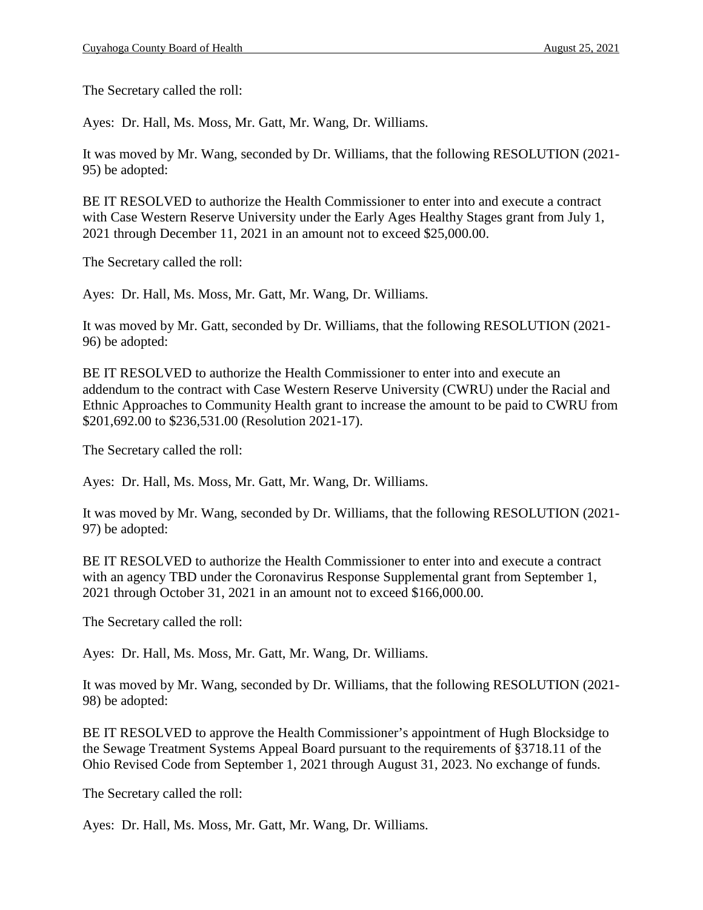The Secretary called the roll:

Ayes: Dr. Hall, Ms. Moss, Mr. Gatt, Mr. Wang, Dr. Williams.

It was moved by Mr. Wang, seconded by Dr. Williams, that the following RESOLUTION (2021-95) be adopted:

BE IT RESOLVED to authorize the Health Commissioner to enter into and execute a contract with Case Western Reserve University under the Early Ages Healthy Stages grant from July 1, 2021 through December 11, 2021 in an amount not to exceed $25,000.00.

The Secretary called the roll:

Ayes: Dr. Hall, Ms. Moss, Mr. Gatt, Mr. Wang, Dr. Williams.

It was moved by Mr. Gatt, seconded by Dr. Williams, that the following RESOLUTION (2021-96) be adopted:

BE IT RESOLVED to authorize the Health Commissioner to enter into and execute an addendum to the contract with Case Western Reserve University (CWRU) under the Racial and Ethnic Approaches to Community Health grant to increase the amount to be paid to CWRU from $201,692.00 to $236,531.00 (Resolution 2021-17).

The Secretary called the roll:

Ayes: Dr. Hall, Ms. Moss, Mr. Gatt, Mr. Wang, Dr. Williams.

It was moved by Mr. Wang, seconded by Dr. Williams, that the following RESOLUTION (2021-97) be adopted:

BE IT RESOLVED to authorize the Health Commissioner to enter into and execute a contract with an agency TBD under the Coronavirus Response Supplemental grant from September 1, 2021 through October 31, 2021 in an amount not to exceed $166,000.00.

The Secretary called the roll:

Ayes: Dr. Hall, Ms. Moss, Mr. Gatt, Mr. Wang, Dr. Williams.

It was moved by Mr. Wang, seconded by Dr. Williams, that the following RESOLUTION (2021-98) be adopted:

BE IT RESOLVED to approve the Health Commissioner's appointment of Hugh Blocksidge to the Sewage Treatment Systems Appeal Board pursuant to the requirements of §3718.11 of the Ohio Revised Code from September 1, 2021 through August 31, 2023. No exchange of funds.

The Secretary called the roll:

Ayes: Dr. Hall, Ms. Moss, Mr. Gatt, Mr. Wang, Dr. Williams.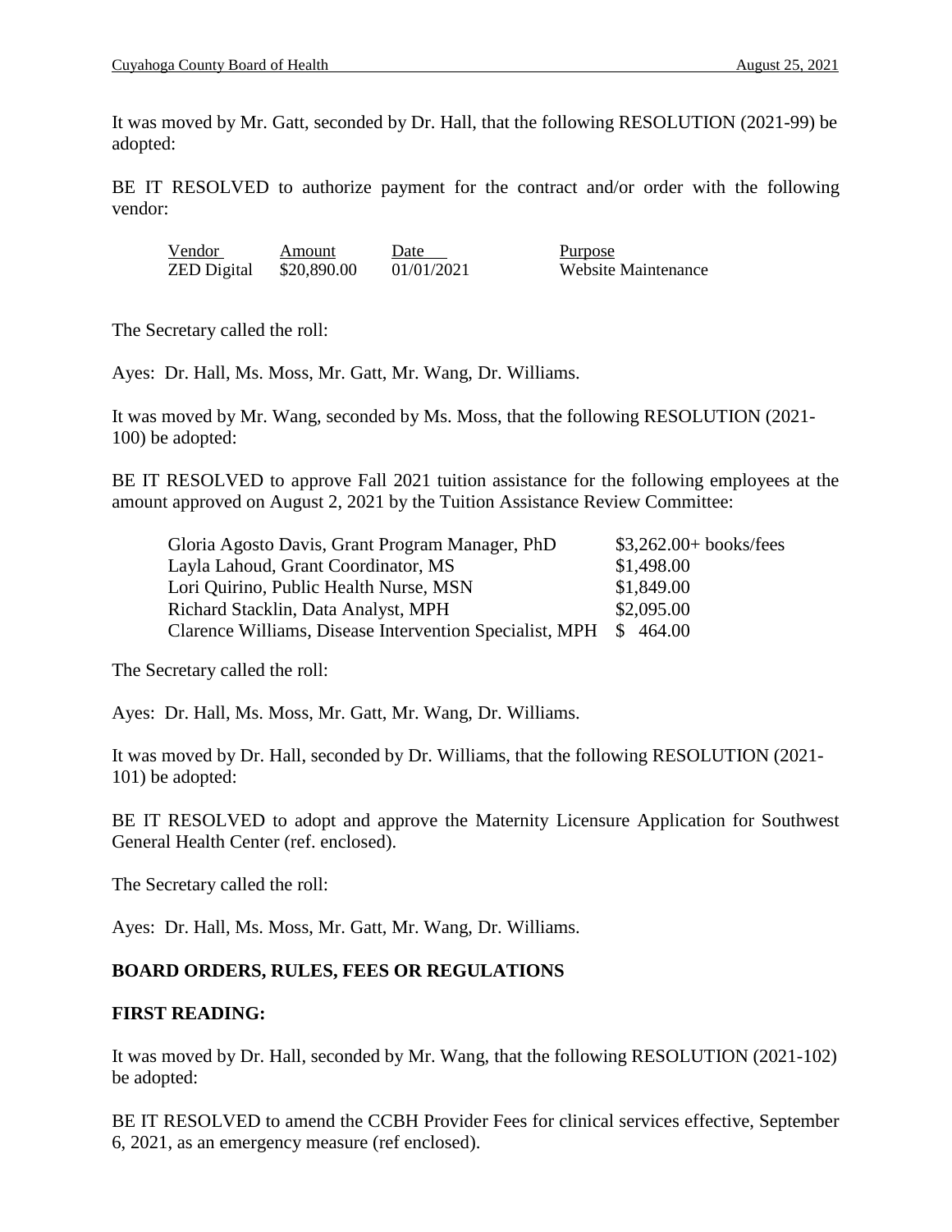It was moved by Mr. Gatt, seconded by Dr. Hall, that the following RESOLUTION (2021-99) be adopted:

BE IT RESOLVED to authorize payment for the contract and/or order with the following vendor:

| Vendor | Amount | Date | Purpose |
|---|---|---|---|
| ZED Digital | \$20,890.00 | 01/01/2021 | Website Maintenance |

The Secretary called the roll:

Ayes: Dr. Hall, Ms. Moss, Mr. Gatt, Mr. Wang, Dr. Williams.

It was moved by Mr. Wang, seconded by Ms. Moss, that the following RESOLUTION (2021-100) be adopted:

BE IT RESOLVED to approve Fall 2021 tuition assistance for the following employees at the amount approved on August 2, 2021 by the Tuition Assistance Review Committee:

| | |
|---|---|
| Gloria Agosto Davis, Grant Program Manager, PhD | \$3,262.00+ books/fees |
| Layla Lahoud, Grant Coordinator, MS | \$1,498.00 |
| Lori Quirino, Public Health Nurse, MSN | \$1,849.00 |
| Richard Stacklin, Data Analyst, MPH | \$2,095.00 |
| Clarence Williams, Disease Intervention Specialist, MPH | \$ 464.00 |

The Secretary called the roll:

Ayes: Dr. Hall, Ms. Moss, Mr. Gatt, Mr. Wang, Dr. Williams.

It was moved by Dr. Hall, seconded by Dr. Williams, that the following RESOLUTION (2021-101) be adopted:

BE IT RESOLVED to adopt and approve the Maternity Licensure Application for Southwest General Health Center (ref. enclosed).

The Secretary called the roll:

Ayes: Dr. Hall, Ms. Moss, Mr. Gatt, Mr. Wang, Dr. Williams.

**BOARD ORDERS, RULES, FEES OR REGULATIONS**

**FIRST READING:**

It was moved by Dr. Hall, seconded by Mr. Wang, that the following RESOLUTION (2021-102) be adopted:

BE IT RESOLVED to amend the CCBH Provider Fees for clinical services effective, September 6, 2021, as an emergency measure (ref enclosed).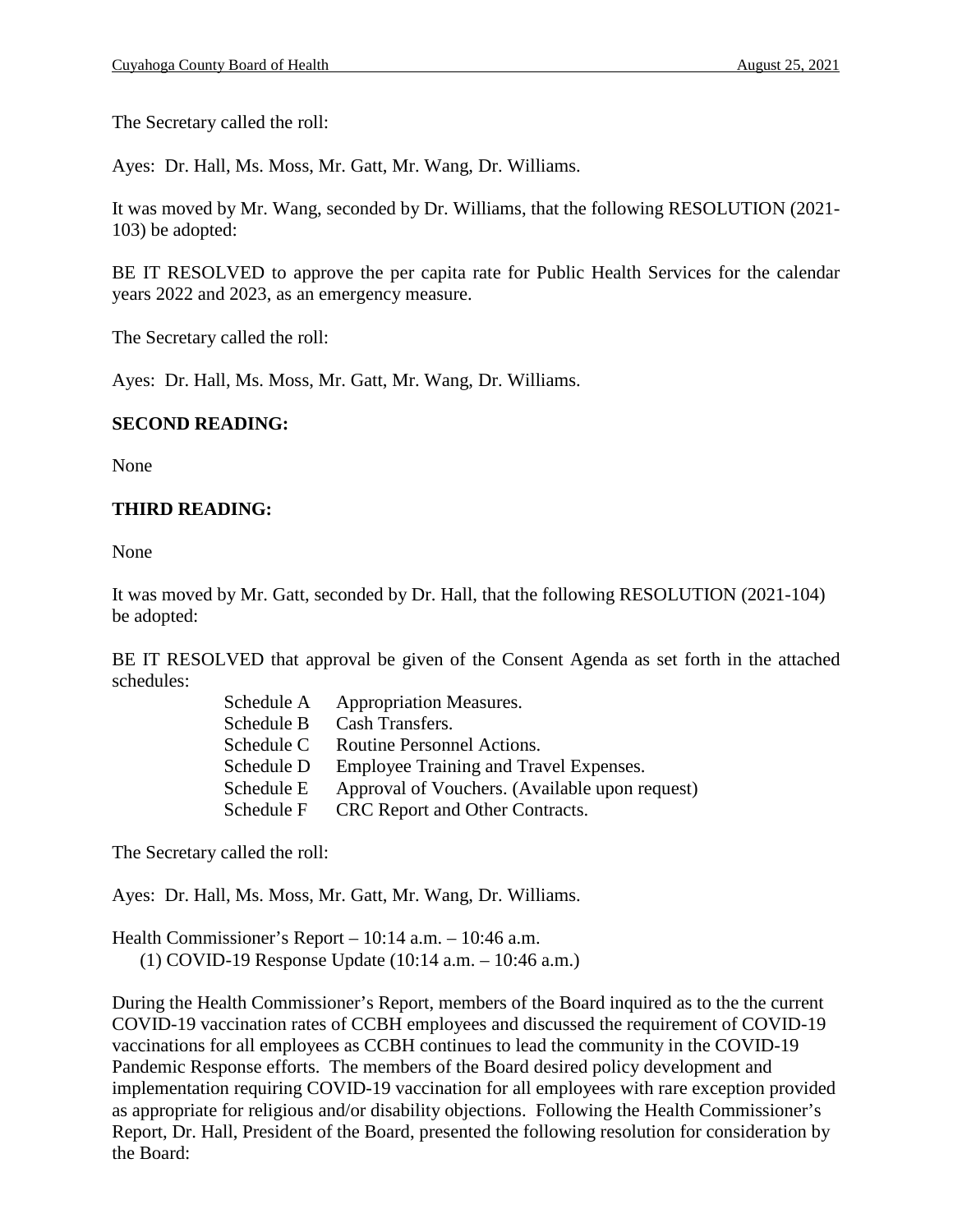The Secretary called the roll:

Ayes: Dr. Hall, Ms. Moss, Mr. Gatt, Mr. Wang, Dr. Williams.

It was moved by Mr. Wang, seconded by Dr. Williams, that the following RESOLUTION (2021-103) be adopted:

BE IT RESOLVED to approve the per capita rate for Public Health Services for the calendar years 2022 and 2023, as an emergency measure.

The Secretary called the roll:

Ayes: Dr. Hall, Ms. Moss, Mr. Gatt, Mr. Wang, Dr. Williams.

**SECOND READING:**

None

**THIRD READING:**

None

It was moved by Mr. Gatt, seconded by Dr. Hall, that the following RESOLUTION (2021-104) be adopted:

BE IT RESOLVED that approval be given of the Consent Agenda as set forth in the attached schedules:

- Schedule A Appropriation Measures.
- Schedule B Cash Transfers.
- Schedule C Routine Personnel Actions.
- Schedule D Employee Training and Travel Expenses.
- Schedule E Approval of Vouchers. (Available upon request)
- Schedule F CRC Report and Other Contracts.

The Secretary called the roll:

Ayes: Dr. Hall, Ms. Moss, Mr. Gatt, Mr. Wang, Dr. Williams.

Health Commissioner's Report – 10:14 a.m. – 10:46 a.m.
(1) COVID-19 Response Update (10:14 a.m. – 10:46 a.m.)

During the Health Commissioner's Report, members of the Board inquired as to the the current COVID-19 vaccination rates of CCBH employees and discussed the requirement of COVID-19 vaccinations for all employees as CCBH continues to lead the community in the COVID-19 Pandemic Response efforts. The members of the Board desired policy development and implementation requiring COVID-19 vaccination for all employees with rare exception provided as appropriate for religious and/or disability objections. Following the Health Commissioner's Report, Dr. Hall, President of the Board, presented the following resolution for consideration by the Board: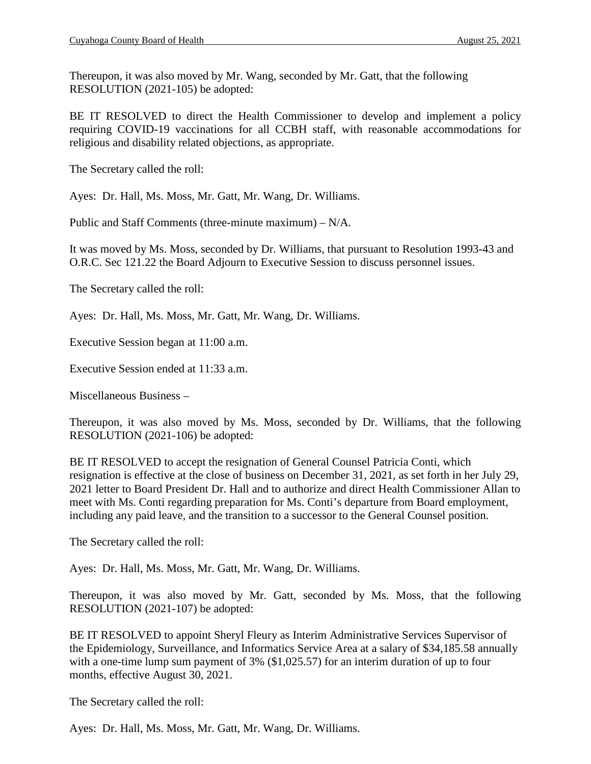Thereupon, it was also moved by Mr. Wang, seconded by Mr. Gatt, that the following RESOLUTION (2021-105) be adopted:

BE IT RESOLVED to direct the Health Commissioner to develop and implement a policy requiring COVID-19 vaccinations for all CCBH staff, with reasonable accommodations for religious and disability related objections, as appropriate.

The Secretary called the roll:

Ayes: Dr. Hall, Ms. Moss, Mr. Gatt, Mr. Wang, Dr. Williams.

Public and Staff Comments (three-minute maximum) – N/A.

It was moved by Ms. Moss, seconded by Dr. Williams, that pursuant to Resolution 1993-43 and O.R.C. Sec 121.22 the Board Adjourn to Executive Session to discuss personnel issues.

The Secretary called the roll:

Ayes: Dr. Hall, Ms. Moss, Mr. Gatt, Mr. Wang, Dr. Williams.

Executive Session began at 11:00 a.m.

Executive Session ended at 11:33 a.m.

Miscellaneous Business –

Thereupon, it was also moved by Ms. Moss, seconded by Dr. Williams, that the following RESOLUTION (2021-106) be adopted:

BE IT RESOLVED to accept the resignation of General Counsel Patricia Conti, which resignation is effective at the close of business on December 31, 2021, as set forth in her July 29, 2021 letter to Board President Dr. Hall and to authorize and direct Health Commissioner Allan to meet with Ms. Conti regarding preparation for Ms. Conti's departure from Board employment, including any paid leave, and the transition to a successor to the General Counsel position.

The Secretary called the roll:

Ayes: Dr. Hall, Ms. Moss, Mr. Gatt, Mr. Wang, Dr. Williams.

Thereupon, it was also moved by Mr. Gatt, seconded by Ms. Moss, that the following RESOLUTION (2021-107) be adopted:

BE IT RESOLVED to appoint Sheryl Fleury as Interim Administrative Services Supervisor of the Epidemiology, Surveillance, and Informatics Service Area at a salary of $34,185.58 annually with a one-time lump sum payment of 3% ($1,025.57) for an interim duration of up to four months, effective August 30, 2021.

The Secretary called the roll:

Ayes: Dr. Hall, Ms. Moss, Mr. Gatt, Mr. Wang, Dr. Williams.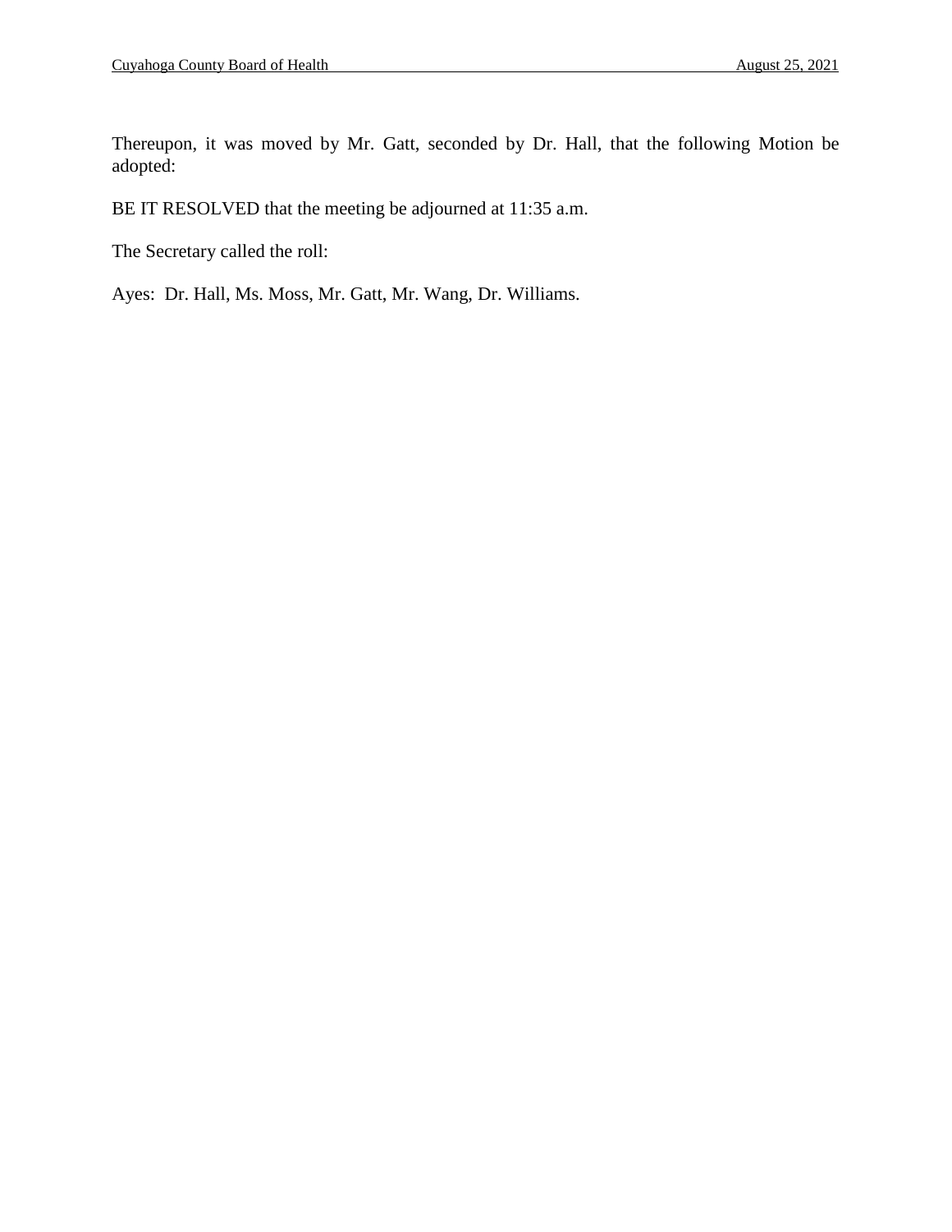Thereupon, it was moved by Mr. Gatt, seconded by Dr. Hall, that the following Motion be adopted:

BE IT RESOLVED that the meeting be adjourned at 11:35 a.m.

The Secretary called the roll:

Ayes: Dr. Hall, Ms. Moss, Mr. Gatt, Mr. Wang, Dr. Williams.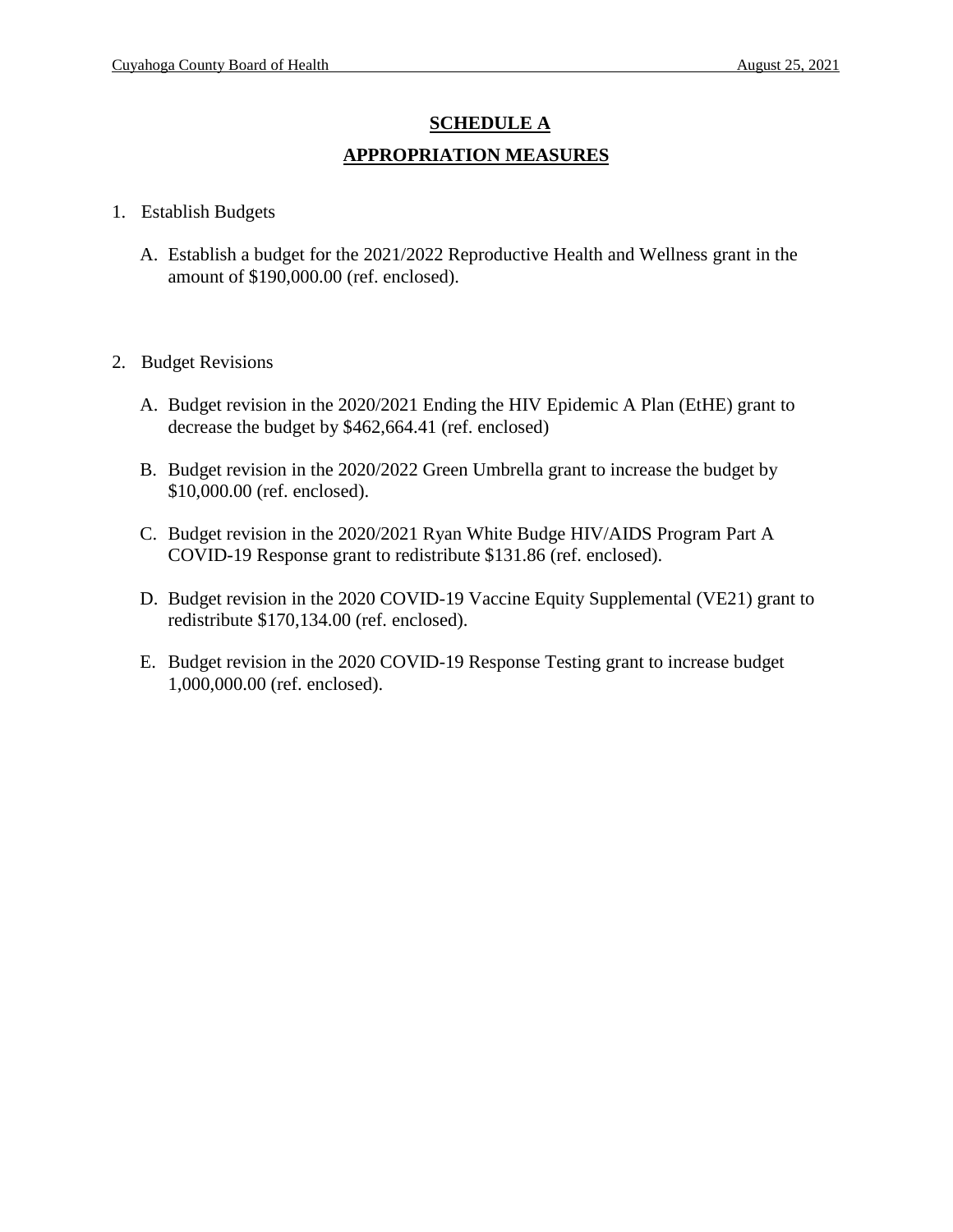# SCHEDULE A

## APPROPRIATION MEASURES

1. Establish Budgets

   A. Establish a budget for the 2021/2022 Reproductive Health and Wellness grant in the amount of $190,000.00 (ref. enclosed).

2. Budget Revisions

   A. Budget revision in the 2020/2021 Ending the HIV Epidemic A Plan (EtHE) grant to decrease the budget by $462,664.41 (ref. enclosed)

   B. Budget revision in the 2020/2022 Green Umbrella grant to increase the budget by $10,000.00 (ref. enclosed).

   C. Budget revision in the 2020/2021 Ryan White Budge HIV/AIDS Program Part A COVID-19 Response grant to redistribute $131.86 (ref. enclosed).

   D. Budget revision in the 2020 COVID-19 Vaccine Equity Supplemental (VE21) grant to redistribute $170,134.00 (ref. enclosed).

   E. Budget revision in the 2020 COVID-19 Response Testing grant to increase budget 1,000,000.00 (ref. enclosed).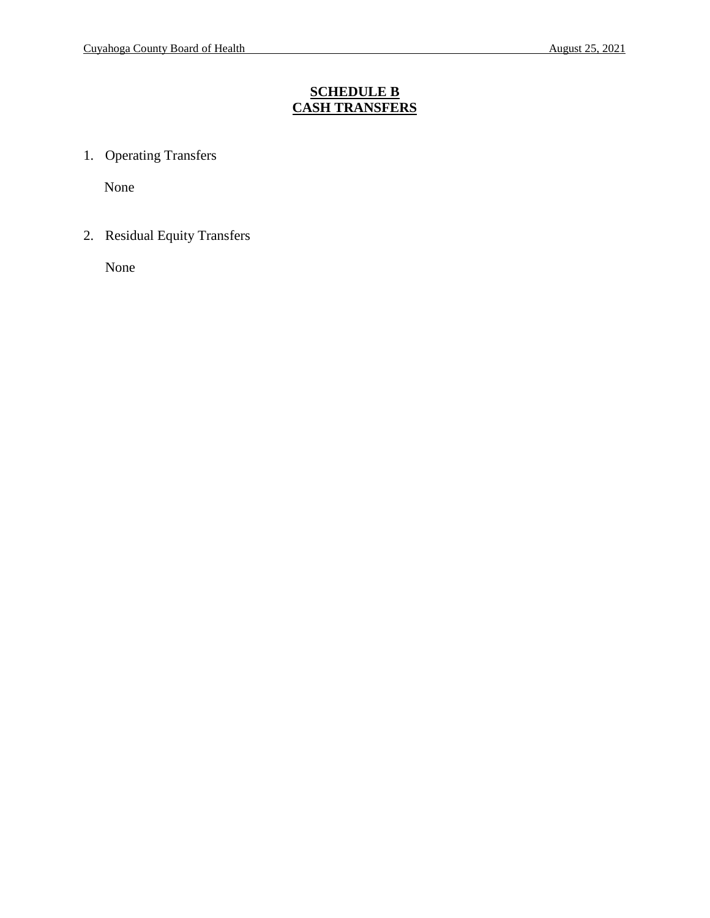# SCHEDULE B
# CASH TRANSFERS

1. Operating Transfers

   None

2. Residual Equity Transfers

   None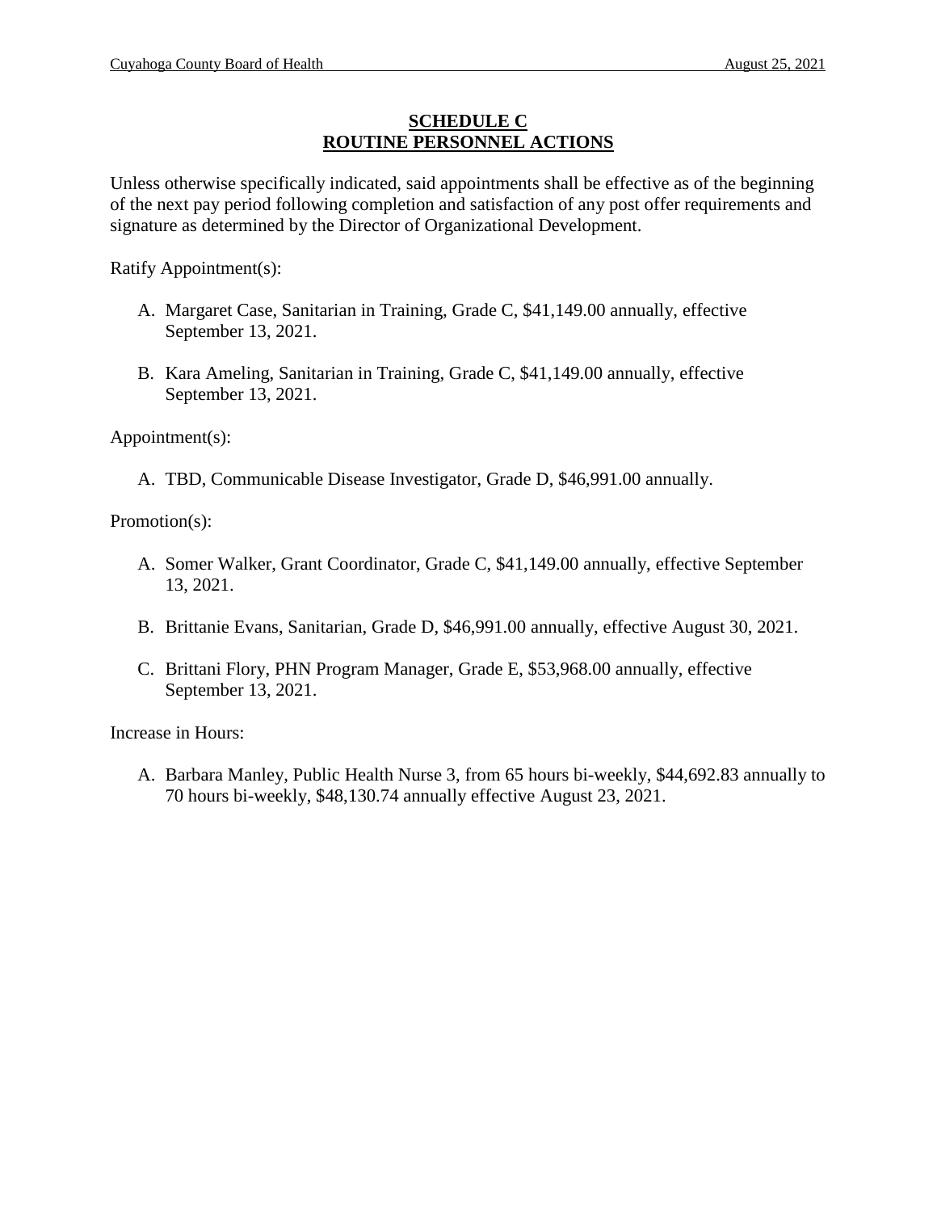# SCHEDULE C
## ROUTINE PERSONNEL ACTIONS

Unless otherwise specifically indicated, said appointments shall be effective as of the beginning of the next pay period following completion and satisfaction of any post offer requirements and signature as determined by the Director of Organizational Development.

Ratify Appointment(s):

A. Margaret Case, Sanitarian in Training, Grade C, $41,149.00 annually, effective September 13, 2021.

B. Kara Ameling, Sanitarian in Training, Grade C, $41,149.00 annually, effective September 13, 2021.

Appointment(s):

A. TBD, Communicable Disease Investigator, Grade D, $46,991.00 annually.

Promotion(s):

A. Somer Walker, Grant Coordinator, Grade C, $41,149.00 annually, effective September 13, 2021.

B. Brittanie Evans, Sanitarian, Grade D, $46,991.00 annually, effective August 30, 2021.

C. Brittani Flory, PHN Program Manager, Grade E, $53,968.00 annually, effective September 13, 2021.

Increase in Hours:

A. Barbara Manley, Public Health Nurse 3, from 65 hours bi-weekly, $44,692.83 annually to 70 hours bi-weekly, $48,130.74 annually effective August 23, 2021.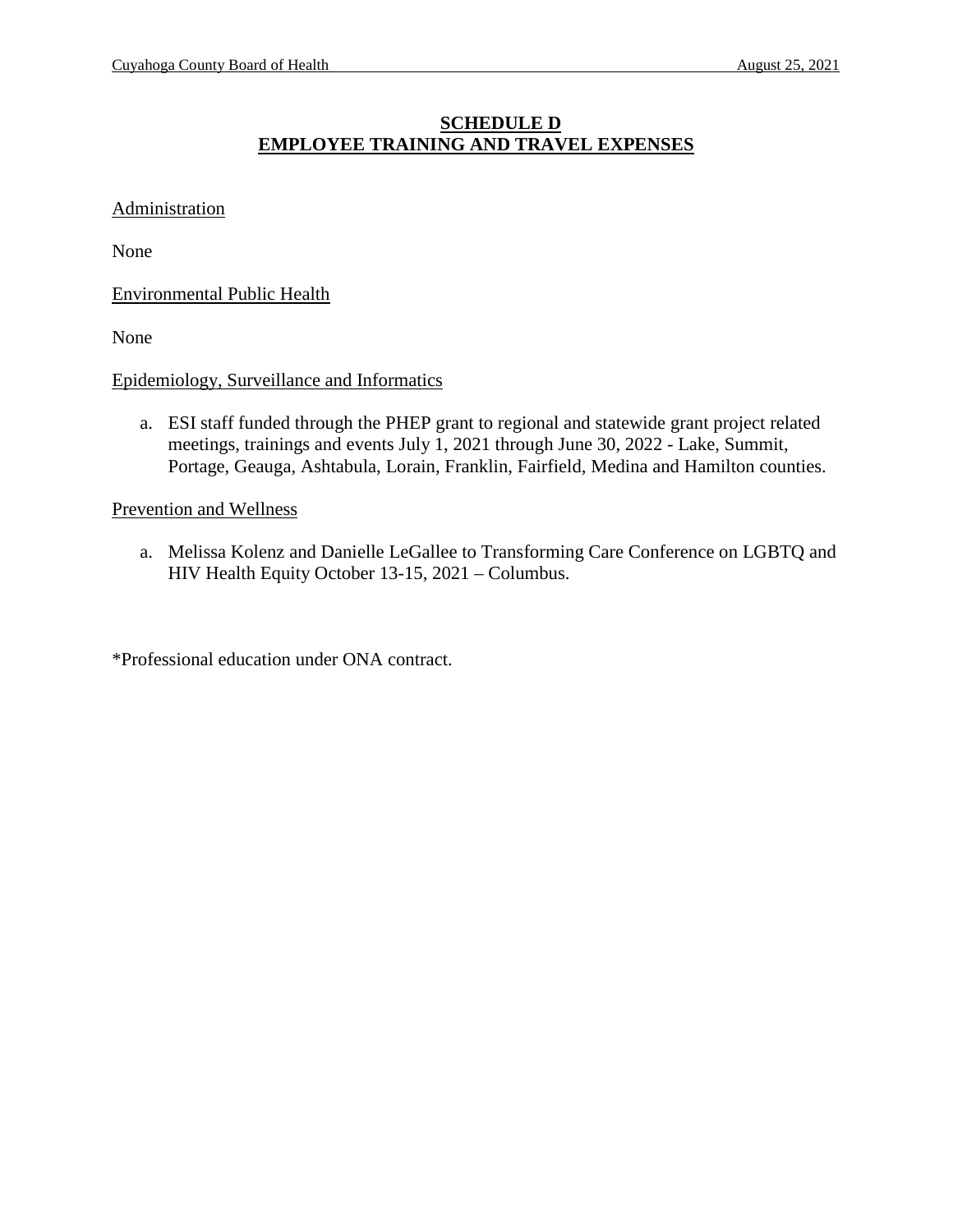## SCHEDULE D
## EMPLOYEE TRAINING AND TRAVEL EXPENSES

Administration

None

Environmental Public Health

None

Epidemiology, Surveillance and Informatics

a. ESI staff funded through the PHEP grant to regional and statewide grant project related meetings, trainings and events July 1, 2021 through June 30, 2022 - Lake, Summit, Portage, Geauga, Ashtabula, Lorain, Franklin, Fairfield, Medina and Hamilton counties.

Prevention and Wellness

a. Melissa Kolenz and Danielle LeGallee to Transforming Care Conference on LGBTQ and HIV Health Equity October 13-15, 2021 – Columbus.

*Professional education under ONA contract.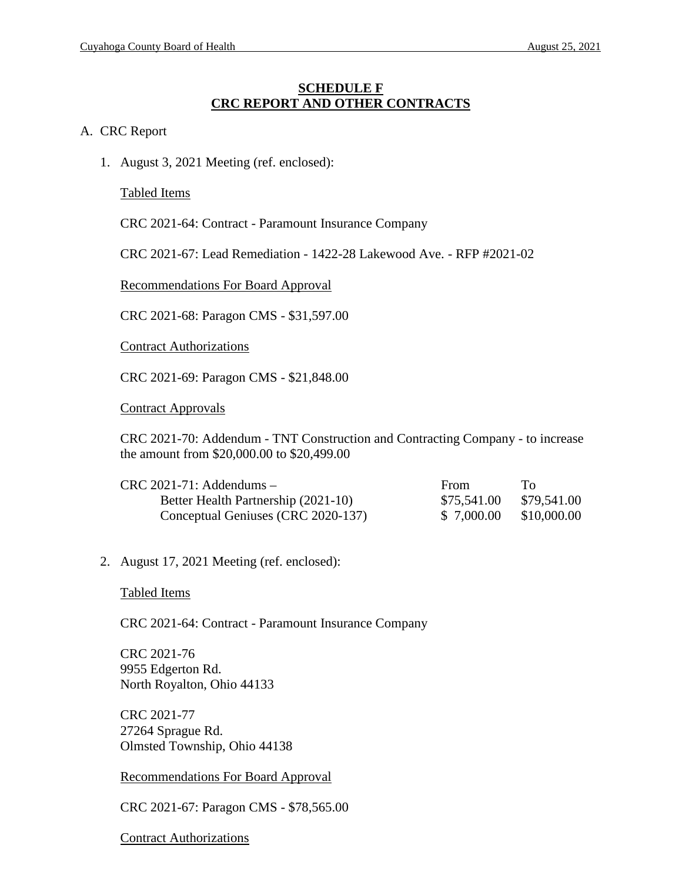# SCHEDULE F
# CRC REPORT AND OTHER CONTRACTS

A. CRC Report

1. August 3, 2021 Meeting (ref. enclosed):

   Tabled Items

   CRC 2021-64: Contract - Paramount Insurance Company

   CRC 2021-67: Lead Remediation - 1422-28 Lakewood Ave. - RFP #2021-02

   Recommendations For Board Approval

   CRC 2021-68: Paragon CMS - $31,597.00

   Contract Authorizations

   CRC 2021-69: Paragon CMS - $21,848.00

   Contract Approvals

   CRC 2021-70: Addendum - TNT Construction and Contracting Company - to increase the amount from $20,000.00 to $20,499.00

   | CRC 2021-71: Addendums – | From | To |
   |---|---|---|
   | Better Health Partnership (2021-10) | $75,541.00 | $79,541.00 |
   | Conceptual Geniuses (CRC 2020-137) | $ 7,000.00 | $10,000.00 |

2. August 17, 2021 Meeting (ref. enclosed):

   Tabled Items

   CRC 2021-64: Contract - Paramount Insurance Company

   CRC 2021-76
   9955 Edgerton Rd.
   North Royalton, Ohio 44133

   CRC 2021-77
   27264 Sprague Rd.
   Olmsted Township, Ohio 44138

   Recommendations For Board Approval

   CRC 2021-67: Paragon CMS - $78,565.00

   Contract Authorizations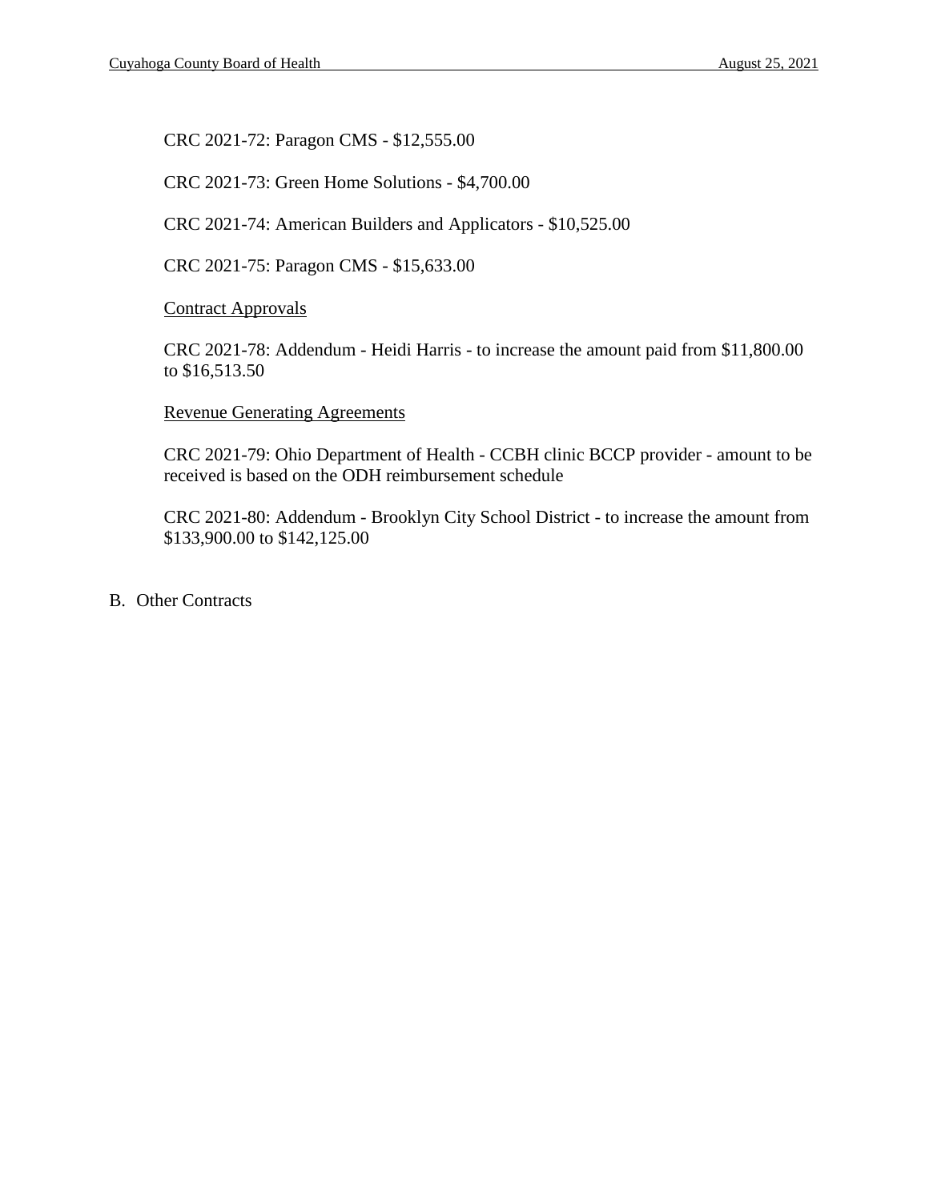CRC 2021-72: Paragon CMS - $12,555.00

CRC 2021-73: Green Home Solutions - $4,700.00

CRC 2021-74: American Builders and Applicators - $10,525.00

CRC 2021-75: Paragon CMS - $15,633.00

<u>Contract Approvals</u>

CRC 2021-78: Addendum - Heidi Harris - to increase the amount paid from $11,800.00 to $16,513.50

<u>Revenue Generating Agreements</u>

CRC 2021-79: Ohio Department of Health - CCBH clinic BCCP provider - amount to be received is based on the ODH reimbursement schedule

CRC 2021-80: Addendum - Brooklyn City School District - to increase the amount from $133,900.00 to $142,125.00

B. Other Contracts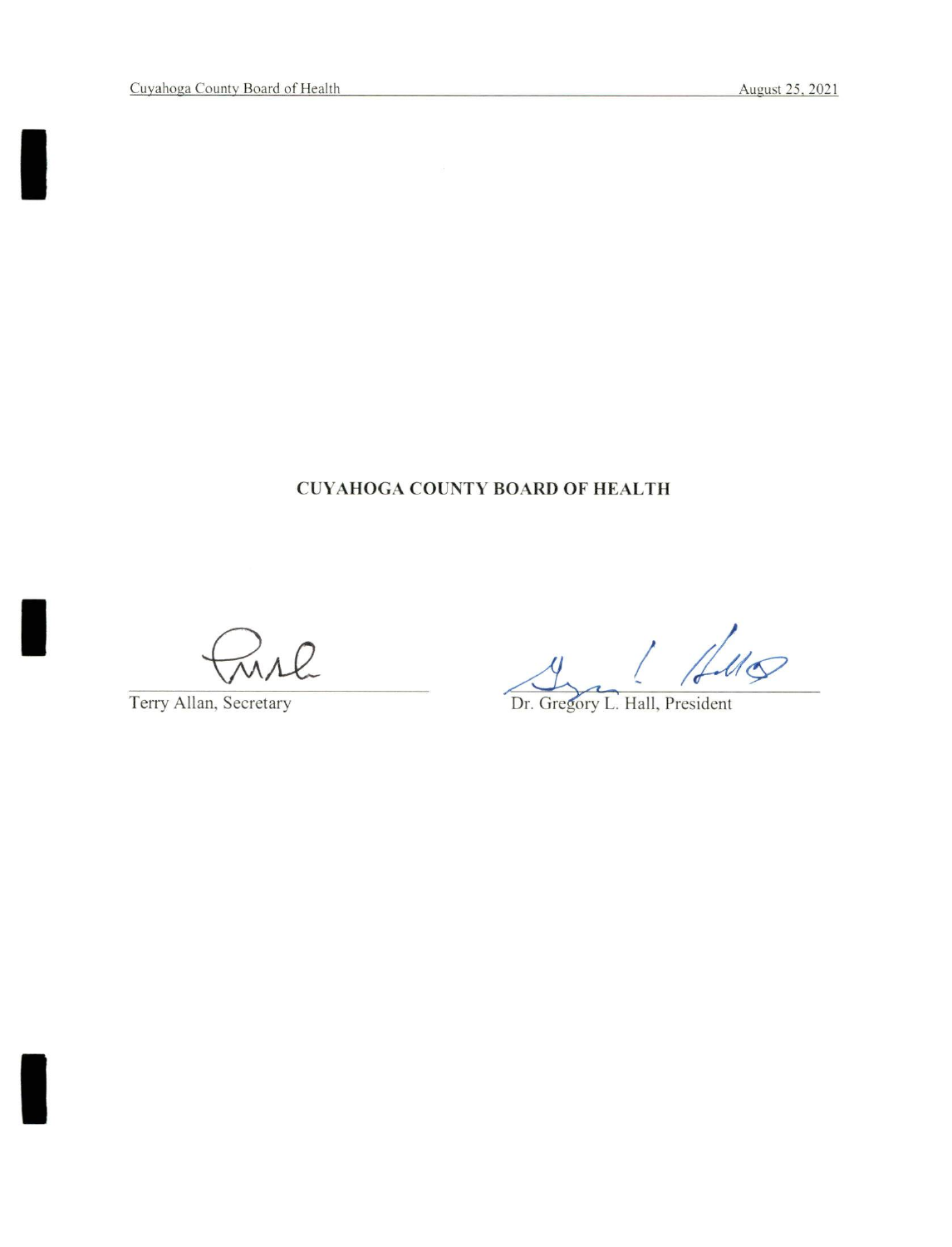**CUYAHOGA COUNTY BOARD OF HEALTH**

Terry Allan, Secretary

Dr. Gregory L. Hall, President